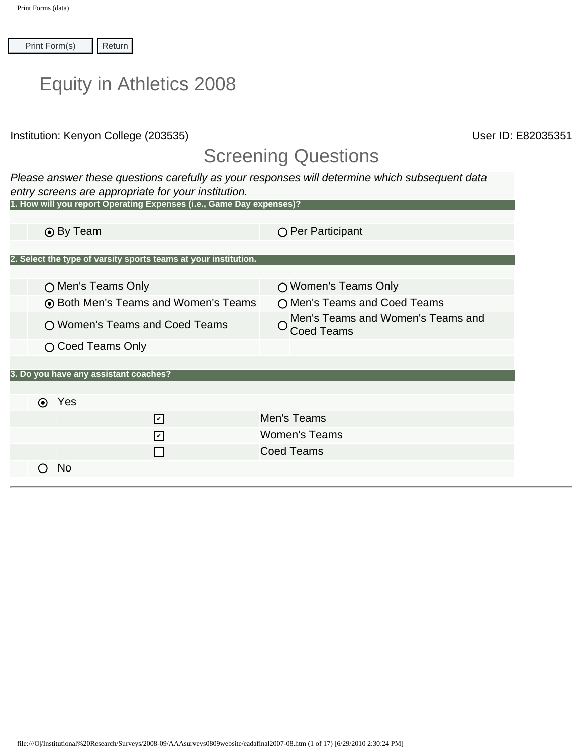# Equity in Athletics 2008

Institution: Kenyon College (203535)

User ID: E82035351

## Screening Questions

*Please answer these questions carefully as your responses will determine which subsequent data entry screens are appropriate for your institution.*

**1. How will you report Operating Expenses (i.e., Game Day expenses)?**

- (●) By Team
- ( ) Per Participant

**2. Select the type of varsity sports teams at your institution.**

- ( ) Men's Teams Only
- ( ) Women's Teams Only
- (●) Both Men's Teams and Women's Teams
- ( ) Men's Teams and Coed Teams
- ( ) Women's Teams and Coed Teams
- ( ) Men's Teams and Women's Teams and Coed Teams
- ( ) Coed Teams Only

**3. Do you have any assistant coaches?**

- (●) Yes
  - [x] Men's Teams
  - [x] Women's Teams
  - [ ] Coed Teams
- ( ) No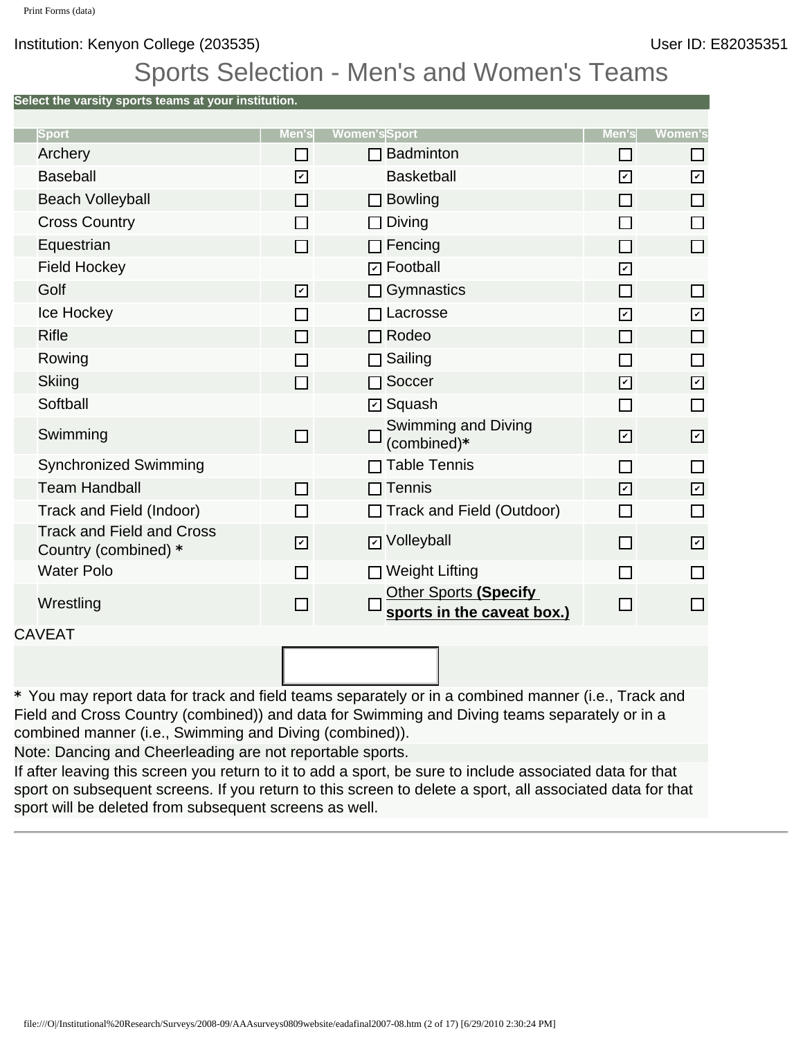Institution: Kenyon College (203535)

User ID: E82035351

# Sports Selection - Men's and Women's Teams

**Select the varsity sports teams at your institution.**

| Sport | Men's | Women's | Sport | Men's | Women's |
|---|---|---|---|---|---|
| Archery | ☐ | ☐ | Badminton | ☐ | ☐ |
| Baseball | ☑ | | Basketball | ☑ | ☑ |
| Beach Volleyball | ☐ | ☐ | Bowling | ☐ | ☐ |
| Cross Country | ☐ | ☐ | Diving | ☐ | ☐ |
| Equestrian | ☐ | ☐ | Fencing | ☐ | ☐ |
| Field Hockey | | ☑ | Football | ☑ | |
| Golf | ☑ | ☐ | Gymnastics | ☐ | ☐ |
| Ice Hockey | ☐ | ☐ | Lacrosse | ☑ | ☑ |
| Rifle | ☐ | ☐ | Rodeo | ☐ | ☐ |
| Rowing | ☐ | ☐ | Sailing | ☐ | ☐ |
| Skiing | ☐ | ☐ | Soccer | ☑ | ☑ |
| Softball | | ☑ | Squash | ☐ | ☐ |
| Swimming | ☐ | ☐ | Swimming and Diving (combined)* | ☑ | ☑ |
| Synchronized Swimming | | ☐ | Table Tennis | ☐ | ☐ |
| Team Handball | ☐ | ☐ | Tennis | ☑ | ☑ |
| Track and Field (Indoor) | ☐ | ☐ | Track and Field (Outdoor) | ☐ | ☐ |
| Track and Field and Cross Country (combined) * | ☑ | ☑ | Volleyball | ☐ | ☑ |
| Water Polo | ☐ | ☐ | Weight Lifting | ☐ | ☐ |
| Wrestling | ☐ | ☐ | Other Sports **(Specify sports in the caveat box.)** | ☐ | ☐ |

CAVEAT

\* You may report data for track and field teams separately or in a combined manner (i.e., Track and Field and Cross Country (combined)) and data for Swimming and Diving teams separately or in a combined manner (i.e., Swimming and Diving (combined)).

Note: Dancing and Cheerleading are not reportable sports.

If after leaving this screen you return to it to add a sport, be sure to include associated data for that sport on subsequent screens. If you return to this screen to delete a sport, all associated data for that sport will be deleted from subsequent screens as well.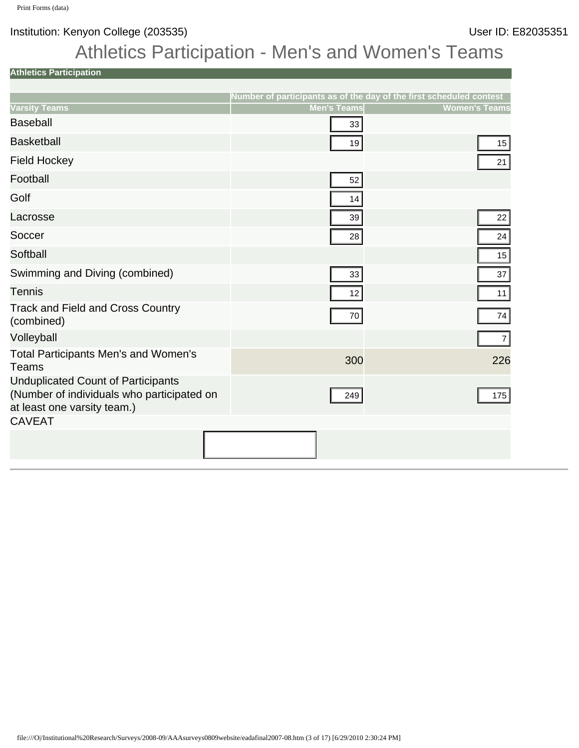Institution: Kenyon College (203535) User ID: E82035351

# Athletics Participation - Men's and Women's Teams

| Athletics Participation | | |
|---|---|---|
| | Number of participants as of the day of the first scheduled contest | |
| Varsity Teams | Men's Teams | Women's Teams |
| Baseball | 33 | |
| Basketball | 19 | 15 |
| Field Hockey | | 21 |
| Football | 52 | |
| Golf | 14 | |
| Lacrosse | 39 | 22 |
| Soccer | 28 | 24 |
| Softball | | 15 |
| Swimming and Diving (combined) | 33 | 37 |
| Tennis | 12 | 11 |
| Track and Field and Cross Country (combined) | 70 | 74 |
| Volleyball | | 7 |
| Total Participants Men's and Women's Teams | 300 | 226 |
| Unduplicated Count of Participants (Number of individuals who participated on at least one varsity team.) | 249 | 175 |
| CAVEAT | | |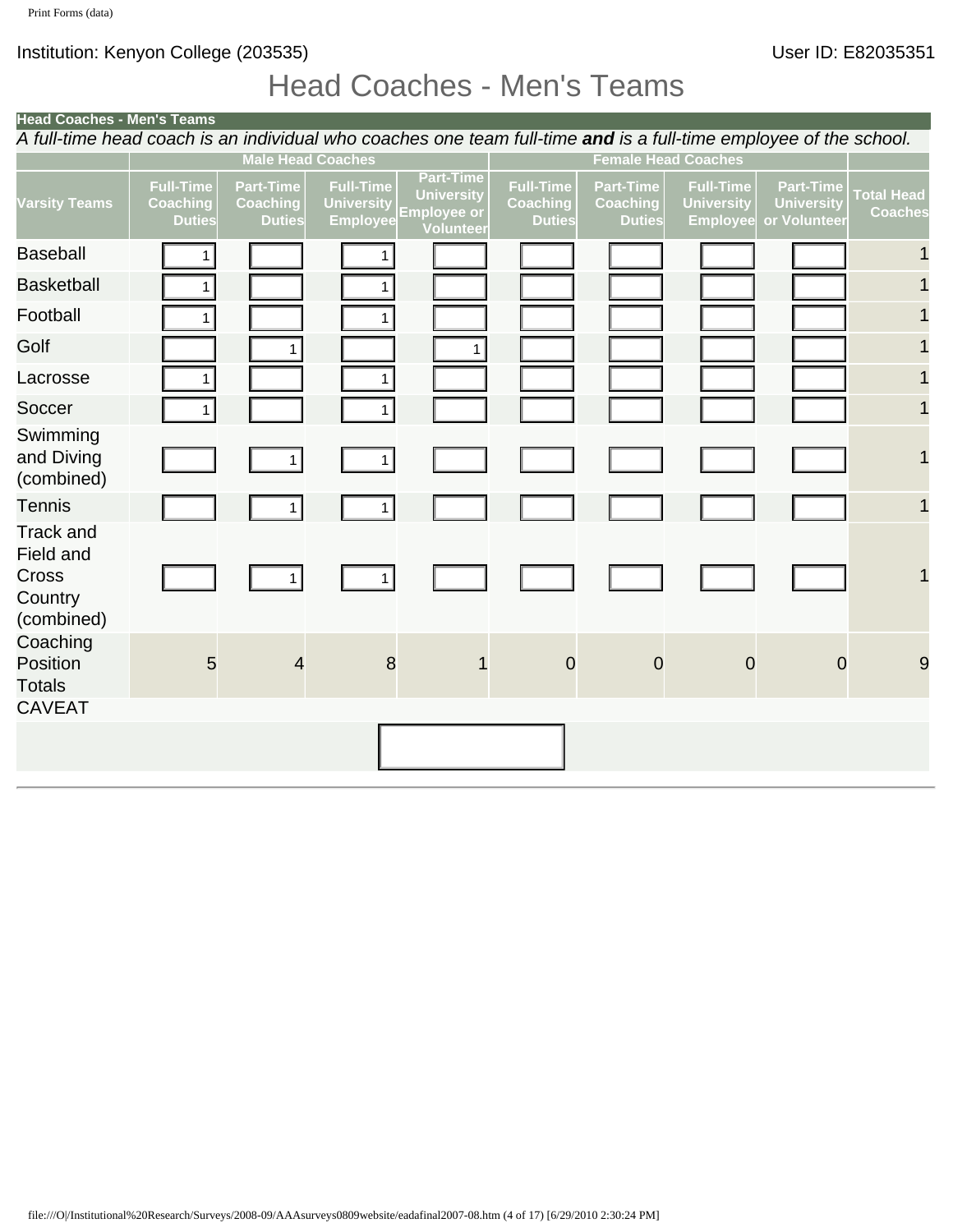Institution: Kenyon College (203535)

User ID: E82035351

# Head Coaches - Men's Teams

**Head Coaches - Men's Teams**

*A full-time head coach is an individual who coaches one team full-time **and** is a full-time employee of the school.*

| | Male Head Coaches | | | | Female Head Coaches | | | | |
|---|---|---|---|---|---|---|---|---|---|
| Varsity Teams | Full-Time Coaching Duties | Part-Time Coaching Duties | Full-Time University Employee | Part-Time University Employee or Volunteer | Full-Time Coaching Duties | Part-Time Coaching Duties | Full-Time University Employee | Part-Time University or Volunteer | Total Head Coaches |
| Baseball | 1 | | 1 | | | | | | 1 |
| Basketball | 1 | | 1 | | | | | | 1 |
| Football | 1 | | 1 | | | | | | 1 |
| Golf | | 1 | | 1 | | | | | 1 |
| Lacrosse | 1 | | 1 | | | | | | 1 |
| Soccer | 1 | | 1 | | | | | | 1 |
| Swimming and Diving (combined) | | 1 | 1 | | | | | | 1 |
| Tennis | | 1 | 1 | | | | | | 1 |
| Track and Field and Cross Country (combined) | | 1 | 1 | | | | | | 1 |
| Coaching Position Totals | 5 | 4 | 8 | 1 | 0 | 0 | 0 | 0 | 9 |

CAVEAT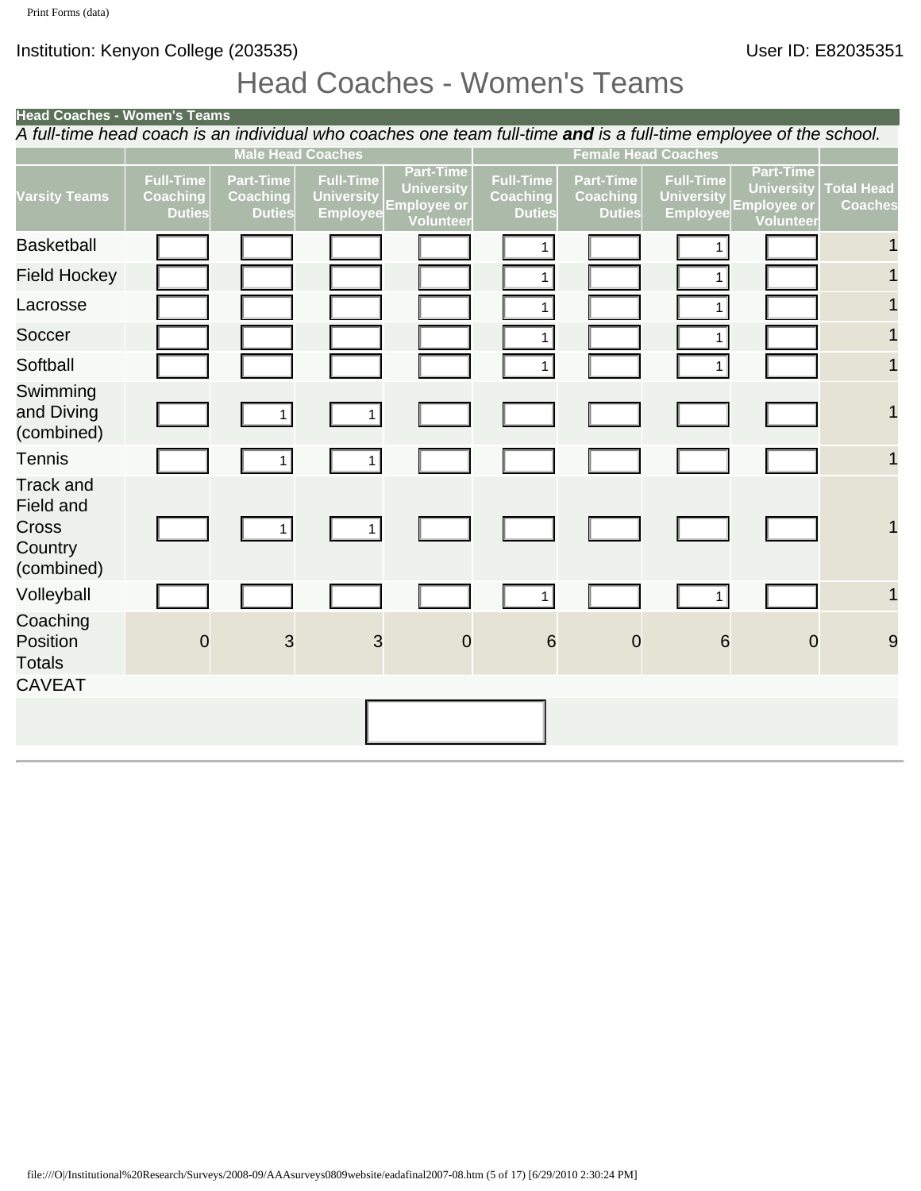Institution: Kenyon College (203535)

User ID: E82035351

# Head Coaches - Women's Teams

**Head Coaches - Women's Teams**

*A full-time head coach is an individual who coaches one team full-time* ***and*** *is a full-time employee of the school.*

| | Male Head Coaches | | | | Female Head Coaches | | | | |
|---|---|---|---|---|---|---|---|---|---|
| Varsity Teams | Full-Time Coaching Duties | Part-Time Coaching Duties | Full-Time University Employee | Part-Time University Employee or Volunteer | Full-Time Coaching Duties | Part-Time Coaching Duties | Full-Time University Employee | Part-Time University Employee or Volunteer | Total Head Coaches |
| Basketball | | | | | 1 | | 1 | | 1 |
| Field Hockey | | | | | 1 | | 1 | | 1 |
| Lacrosse | | | | | 1 | | 1 | | 1 |
| Soccer | | | | | 1 | | 1 | | 1 |
| Softball | | | | | 1 | | 1 | | 1 |
| Swimming and Diving (combined) | | 1 | 1 | | | | | | 1 |
| Tennis | | 1 | 1 | | | | | | 1 |
| Track and Field and Cross Country (combined) | | 1 | 1 | | | | | | 1 |
| Volleyball | | | | | 1 | | 1 | | 1 |
| Coaching Position Totals | 0 | 3 | 3 | 0 | 6 | 0 | 6 | 0 | 9 |

CAVEAT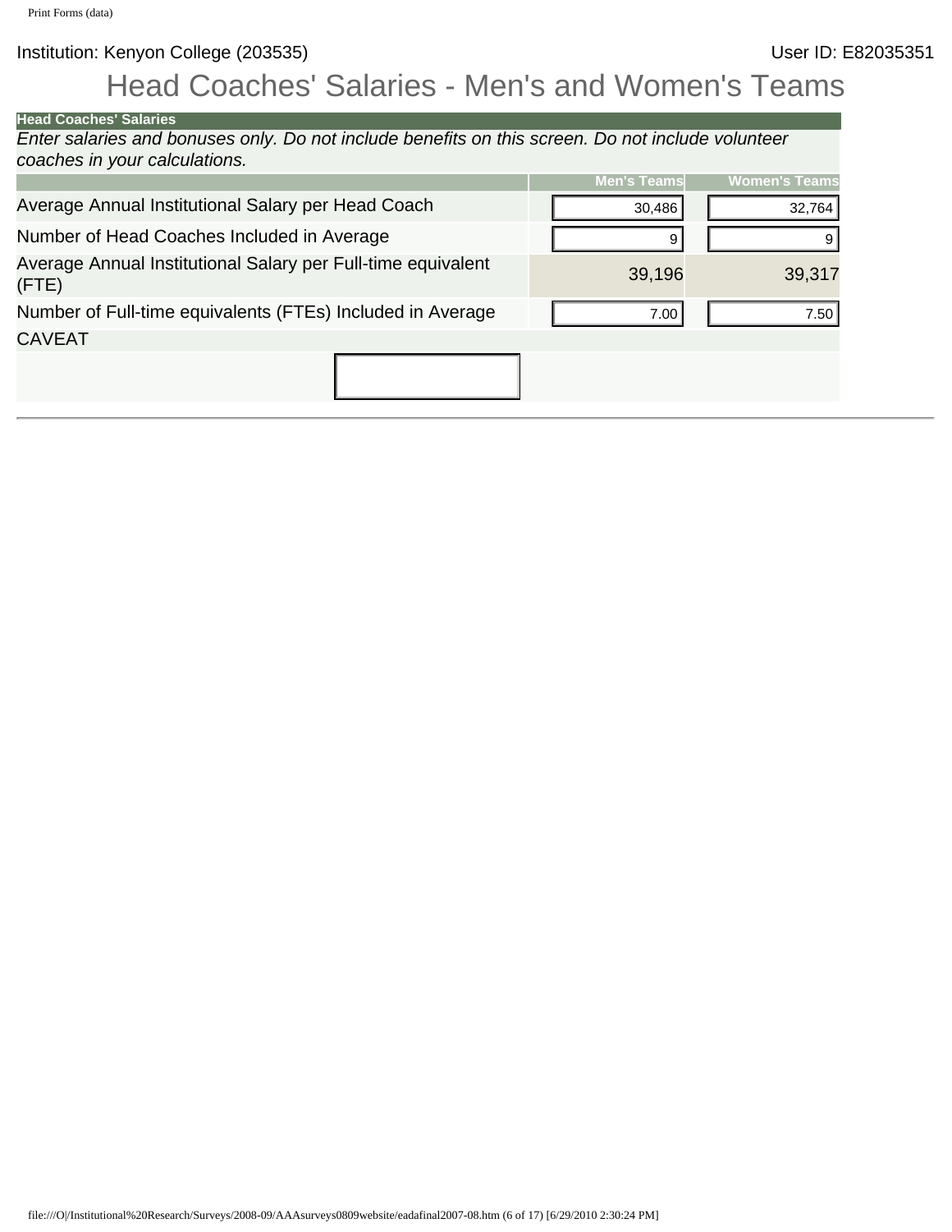Institution: Kenyon College (203535) User ID: E82035351

# Head Coaches' Salaries - Men's and Women's Teams

**Head Coaches' Salaries**

*Enter salaries and bonuses only. Do not include benefits on this screen. Do not include volunteer coaches in your calculations.*

| | Men's Teams | Women's Teams |
|---|---|---|
| Average Annual Institutional Salary per Head Coach | 30,486 | 32,764 |
| Number of Head Coaches Included in Average | 9 | 9 |
| Average Annual Institutional Salary per Full-time equivalent (FTE) | 39,196 | 39,317 |
| Number of Full-time equivalents (FTEs) Included in Average | 7.00 | 7.50 |

CAVEAT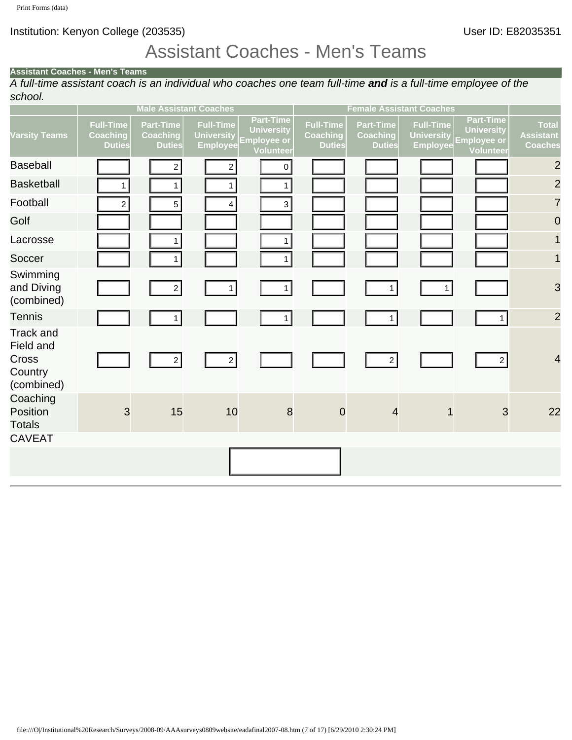Institution: Kenyon College (203535) User ID: E82035351

# Assistant Coaches - Men's Teams

**Assistant Coaches - Men's Teams**

*A full-time assistant coach is an individual who coaches one team full-time **and** is a full-time employee of the school.*

| | Male Assistant Coaches | | | | Female Assistant Coaches | | | | |
|---|---|---|---|---|---|---|---|---|---|
| Varsity Teams | Full-Time Coaching Duties | Part-Time Coaching Duties | Full-Time University Employee | Part-Time University Employee or Volunteer | Full-Time Coaching Duties | Part-Time Coaching Duties | Full-Time University Employee | Part-Time University Employee or Volunteer | Total Assistant Coaches |
| Baseball | | 2 | 2 | 0 | | | | | 2 |
| Basketball | 1 | 1 | 1 | 1 | | | | | 2 |
| Football | 2 | 5 | 4 | 3 | | | | | 7 |
| Golf | | | | | | | | | 0 |
| Lacrosse | | 1 | | 1 | | | | | 1 |
| Soccer | | 1 | | 1 | | | | | 1 |
| Swimming and Diving (combined) | | 2 | 1 | 1 | | 1 | 1 | | 3 |
| Tennis | | 1 | | 1 | | 1 | | 1 | 2 |
| Track and Field and Cross Country (combined) | | 2 | 2 | | | 2 | | 2 | 4 |
| Coaching Position Totals | 3 | 15 | 10 | 8 | 0 | 4 | 1 | 3 | 22 |

CAVEAT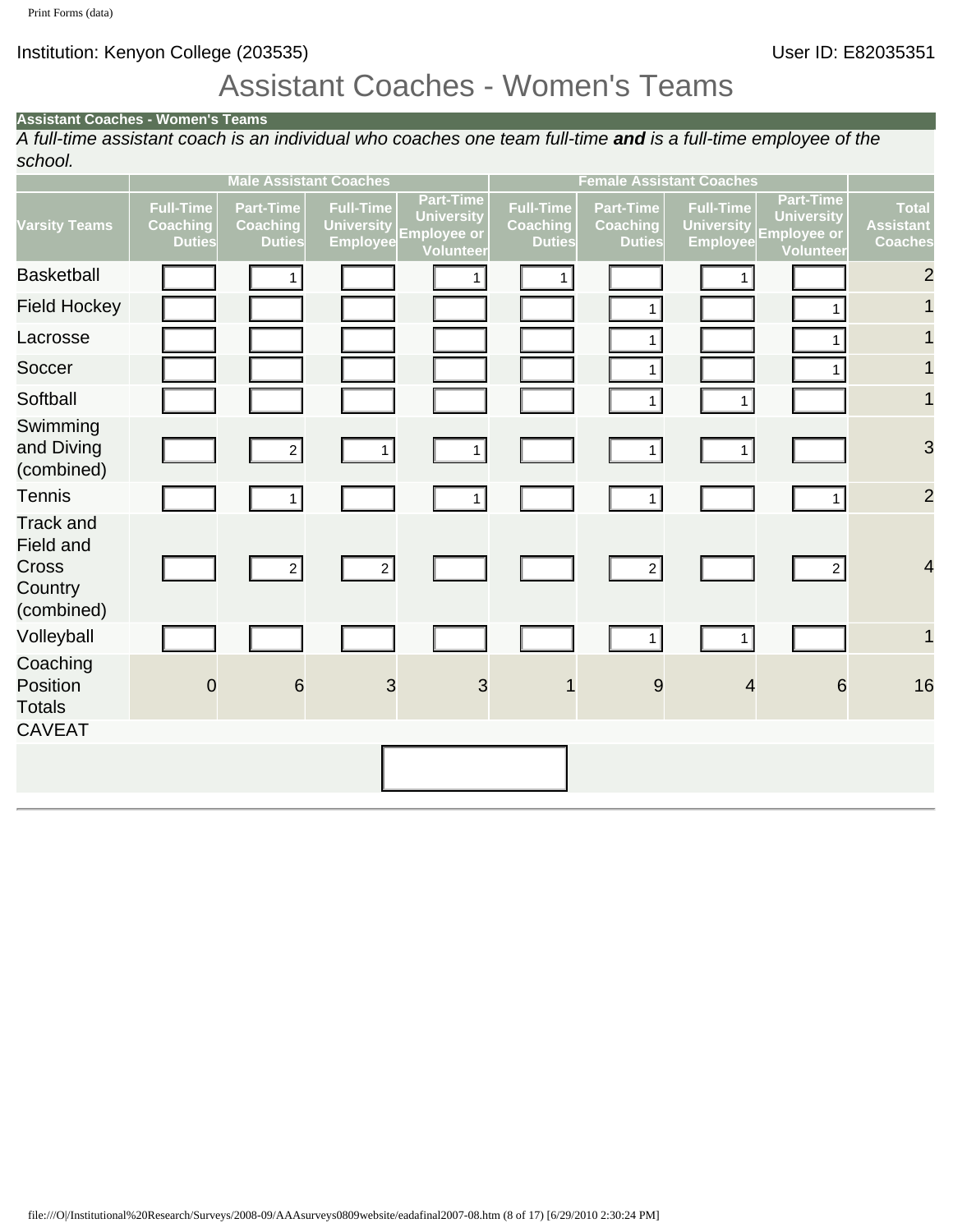Institution: Kenyon College (203535)

User ID: E82035351

# Assistant Coaches - Women's Teams

**Assistant Coaches - Women's Teams**

*A full-time assistant coach is an individual who coaches one team full-time **and** is a full-time employee of the school.*

| | Male Assistant Coaches | | | | Female Assistant Coaches | | | | |
|---|---|---|---|---|---|---|---|---|---|
| Varsity Teams | Full-Time Coaching Duties | Part-Time Coaching Duties | Full-Time University Employee | Part-Time University Employee or Volunteer | Full-Time Coaching Duties | Part-Time Coaching Duties | Full-Time University Employee | Part-Time University Employee or Volunteer | Total Assistant Coaches |
| Basketball | | 1 | | 1 | 1 | | 1 | | 2 |
| Field Hockey | | | | | | 1 | | 1 | 1 |
| Lacrosse | | | | | | 1 | | 1 | 1 |
| Soccer | | | | | | 1 | | 1 | 1 |
| Softball | | | | | | 1 | 1 | | 1 |
| Swimming and Diving (combined) | | 2 | 1 | 1 | | 1 | 1 | | 3 |
| Tennis | | 1 | | 1 | | 1 | | 1 | 2 |
| Track and Field and Cross Country (combined) | | 2 | 2 | | | 2 | | 2 | 4 |
| Volleyball | | | | | | 1 | 1 | | 1 |
| Coaching Position Totals | 0 | 6 | 3 | 3 | 1 | 9 | 4 | 6 | 16 |

CAVEAT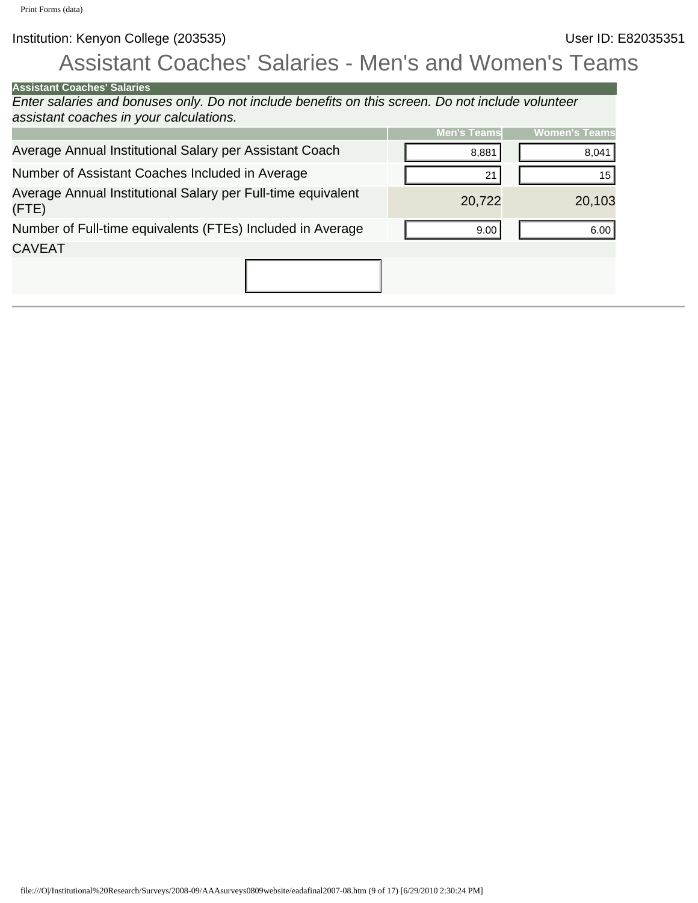Institution: Kenyon College (203535) User ID: E82035351

# Assistant Coaches' Salaries - Men's and Women's Teams

**Assistant Coaches' Salaries**

*Enter salaries and bonuses only. Do not include benefits on this screen. Do not include volunteer assistant coaches in your calculations.*

| | Men's Teams | Women's Teams |
|---|---|---|
| Average Annual Institutional Salary per Assistant Coach | 8,881 | 8,041 |
| Number of Assistant Coaches Included in Average | 21 | 15 |
| Average Annual Institutional Salary per Full-time equivalent (FTE) | 20,722 | 20,103 |
| Number of Full-time equivalents (FTEs) Included in Average | 9.00 | 6.00 |

CAVEAT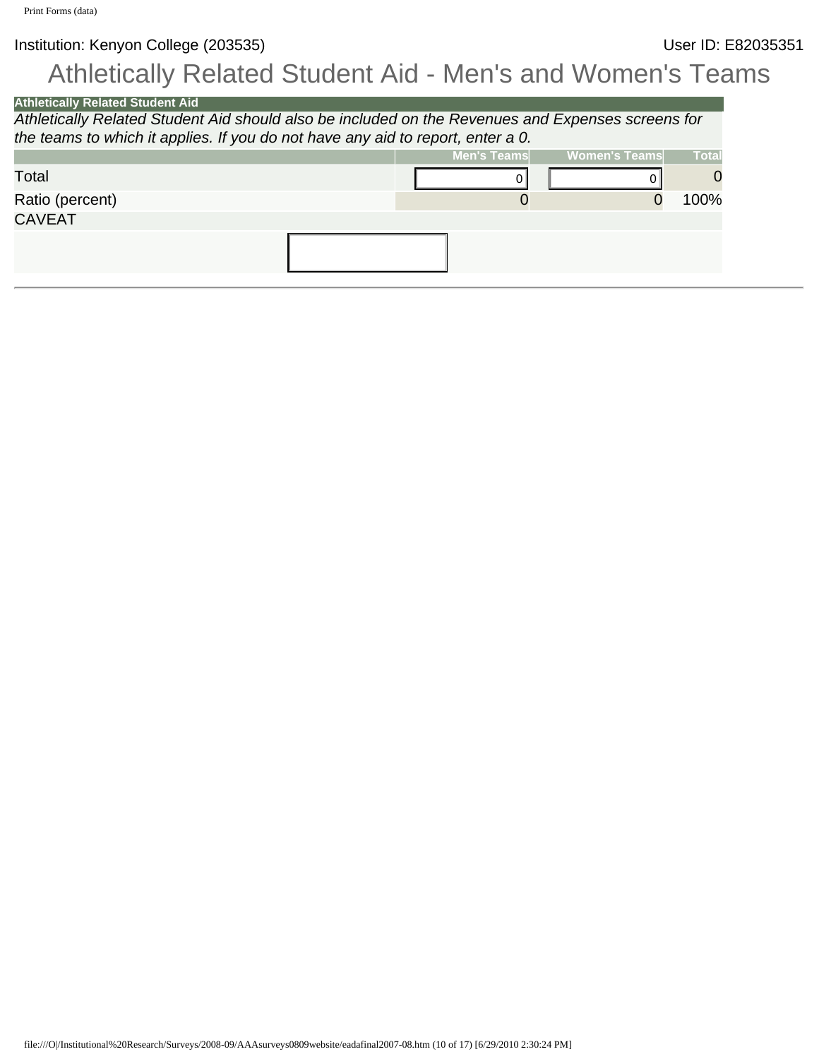Institution: Kenyon College (203535)　　　　User ID: E82035351

# Athletically Related Student Aid - Men's and Women's Teams

**Athletically Related Student Aid**

*Athletically Related Student Aid should also be included on the Revenues and Expenses screens for the teams to which it applies. If you do not have any aid to report, enter a 0.*

| | Men's Teams | Women's Teams | Total |
|---|---|---|---|
| Total | 0 | 0 | 0 |
| Ratio (percent) | 0 | 0 | 100% |
| CAVEAT | | | |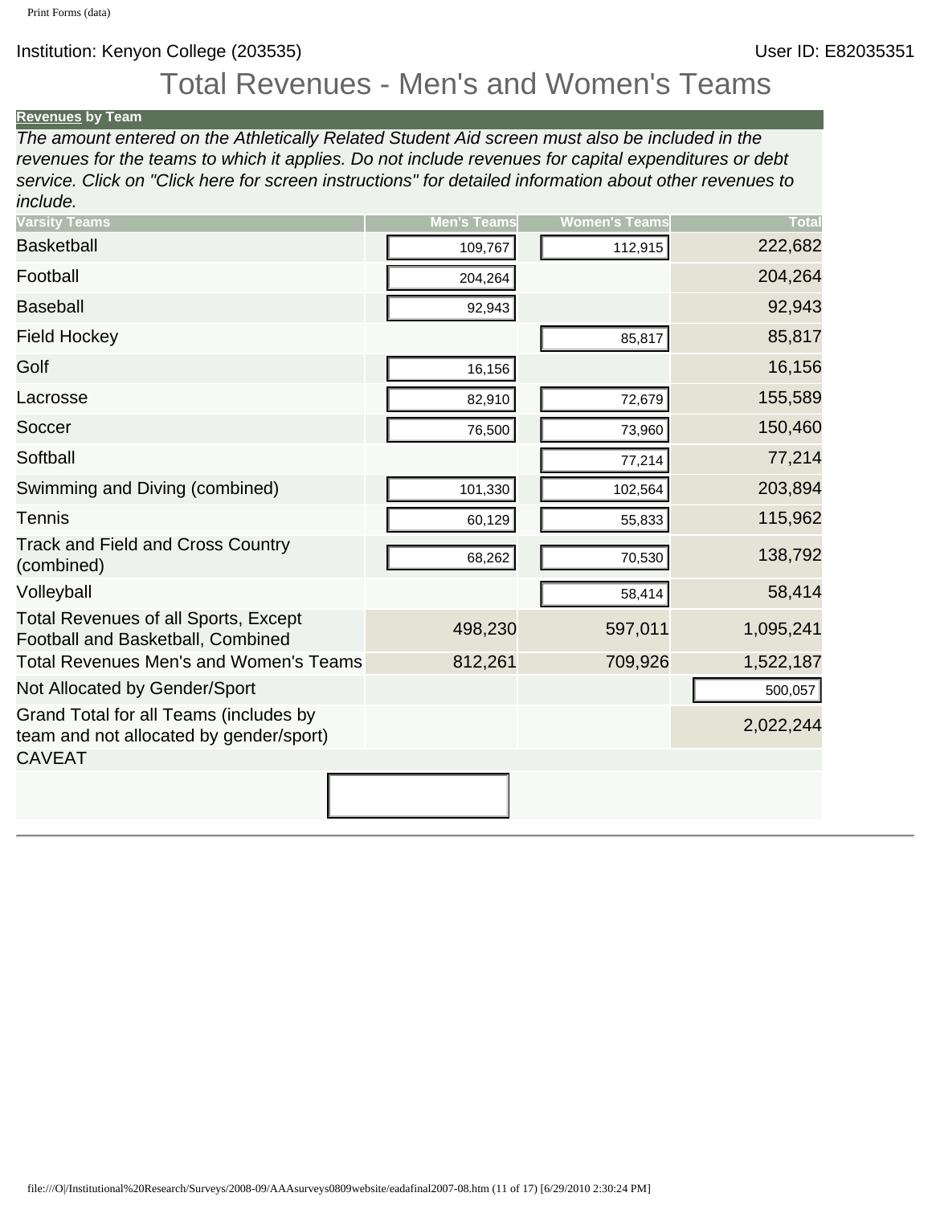Institution: Kenyon College (203535)

User ID: E82035351

# Total Revenues - Men's and Women's Teams

**Revenues by Team**

*The amount entered on the Athletically Related Student Aid screen must also be included in the revenues for the teams to which it applies. Do not include revenues for capital expenditures or debt service. Click on "Click here for screen instructions" for detailed information about other revenues to include.*

| Varsity Teams | Men's Teams | Women's Teams | Total |
|---|---|---|---|
| Basketball | 109,767 | 112,915 | 222,682 |
| Football | 204,264 | | 204,264 |
| Baseball | 92,943 | | 92,943 |
| Field Hockey | | 85,817 | 85,817 |
| Golf | 16,156 | | 16,156 |
| Lacrosse | 82,910 | 72,679 | 155,589 |
| Soccer | 76,500 | 73,960 | 150,460 |
| Softball | | 77,214 | 77,214 |
| Swimming and Diving (combined) | 101,330 | 102,564 | 203,894 |
| Tennis | 60,129 | 55,833 | 115,962 |
| Track and Field and Cross Country (combined) | 68,262 | 70,530 | 138,792 |
| Volleyball | | 58,414 | 58,414 |
| Total Revenues of all Sports, Except Football and Basketball, Combined | 498,230 | 597,011 | 1,095,241 |
| Total Revenues Men's and Women's Teams | 812,261 | 709,926 | 1,522,187 |
| Not Allocated by Gender/Sport | | | 500,057 |
| Grand Total for all Teams (includes by team and not allocated by gender/sport) | | | 2,022,244 |

CAVEAT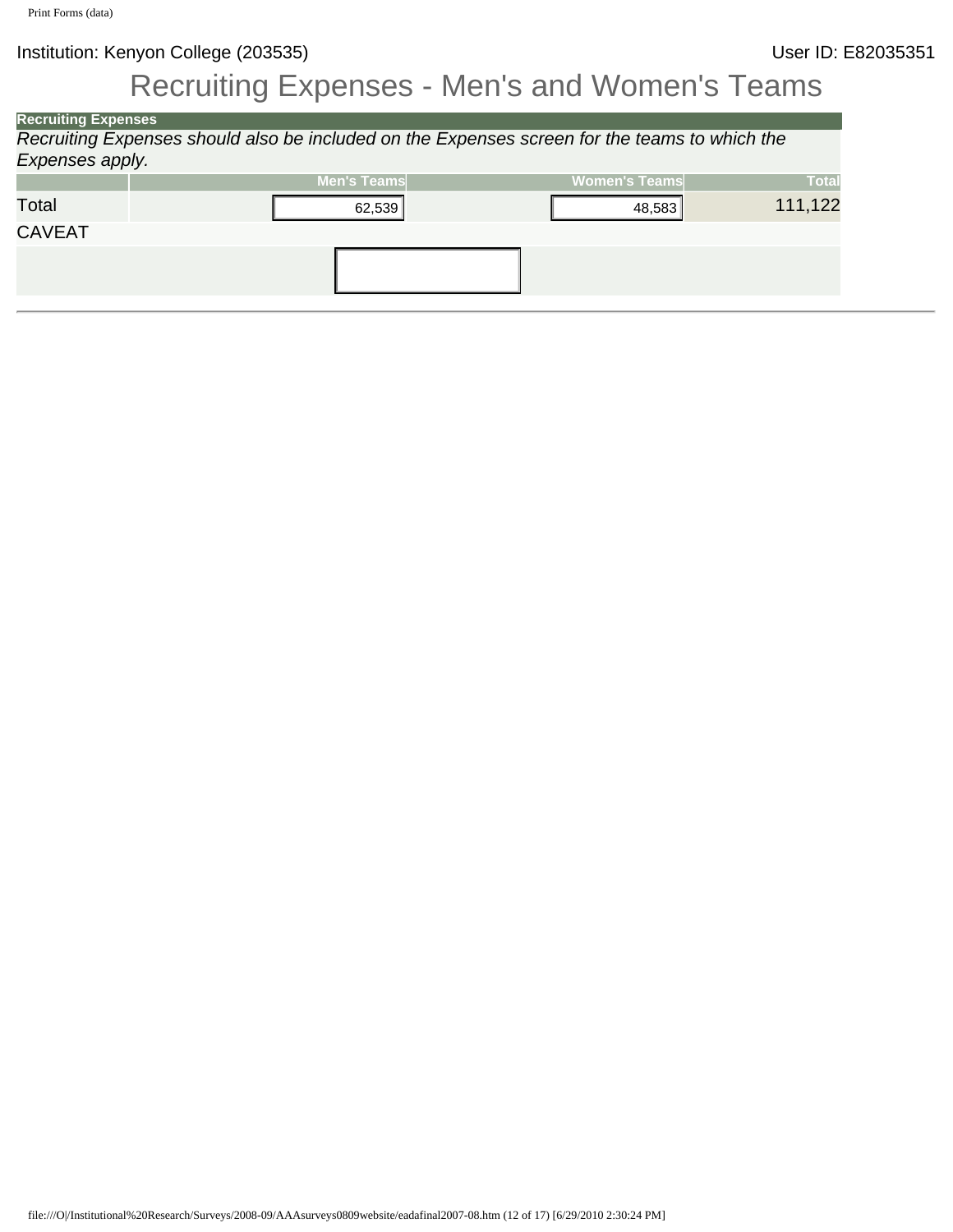Institution: Kenyon College (203535)

User ID: E82035351

# Recruiting Expenses - Men's and Women's Teams

**Recruiting Expenses**

*Recruiting Expenses should also be included on the Expenses screen for the teams to which the Expenses apply.*

| | Men's Teams | Women's Teams | Total |
|---|---|---|---|
| Total | 62,539 | 48,583 | 111,122 |

CAVEAT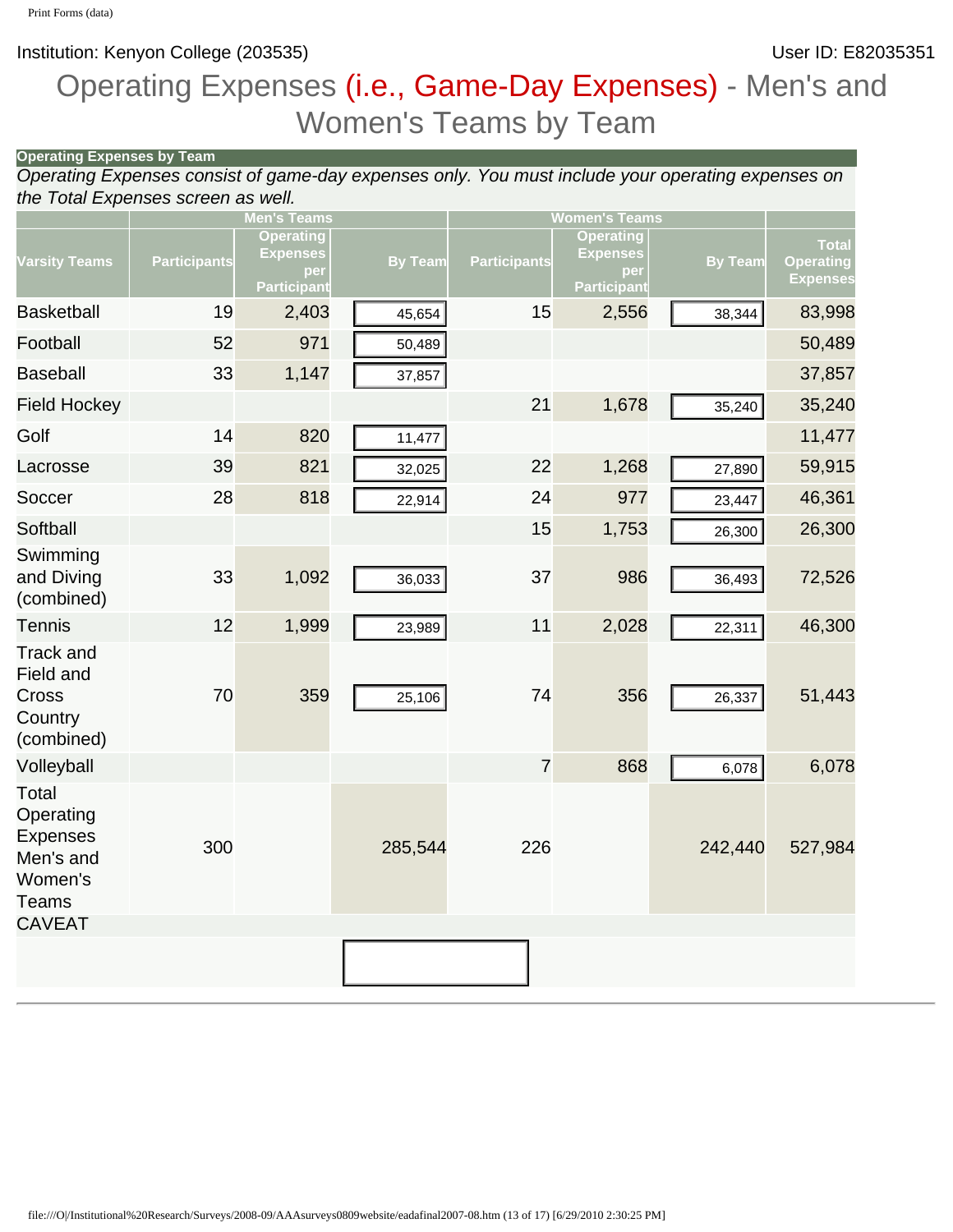Institution: Kenyon College (203535)

User ID: E82035351

# Operating Expenses (i.e., Game-Day Expenses) - Men's and Women's Teams by Team

**Operating Expenses by Team**

*Operating Expenses consist of game-day expenses only. You must include your operating expenses on the Total Expenses screen as well.*

| | Men's Teams | | | Women's Teams | | | |
|---|---|---|---|---|---|---|---|
| Varsity Teams | Participants | Operating Expenses per Participant | By Team | Participants | Operating Expenses per Participant | By Team | Total Operating Expenses |
| Basketball | 19 | 2,403 | 45,654 | 15 | 2,556 | 38,344 | 83,998 |
| Football | 52 | 971 | 50,489 | | | | 50,489 |
| Baseball | 33 | 1,147 | 37,857 | | | | 37,857 |
| Field Hockey | | | | 21 | 1,678 | 35,240 | 35,240 |
| Golf | 14 | 820 | 11,477 | | | | 11,477 |
| Lacrosse | 39 | 821 | 32,025 | 22 | 1,268 | 27,890 | 59,915 |
| Soccer | 28 | 818 | 22,914 | 24 | 977 | 23,447 | 46,361 |
| Softball | | | | 15 | 1,753 | 26,300 | 26,300 |
| Swimming and Diving (combined) | 33 | 1,092 | 36,033 | 37 | 986 | 36,493 | 72,526 |
| Tennis | 12 | 1,999 | 23,989 | 11 | 2,028 | 22,311 | 46,300 |
| Track and Field and Cross Country (combined) | 70 | 359 | 25,106 | 74 | 356 | 26,337 | 51,443 |
| Volleyball | | | | 7 | 868 | 6,078 | 6,078 |
| Total Operating Expenses Men's and Women's Teams | 300 | | 285,544 | 226 | | 242,440 | 527,984 |

CAVEAT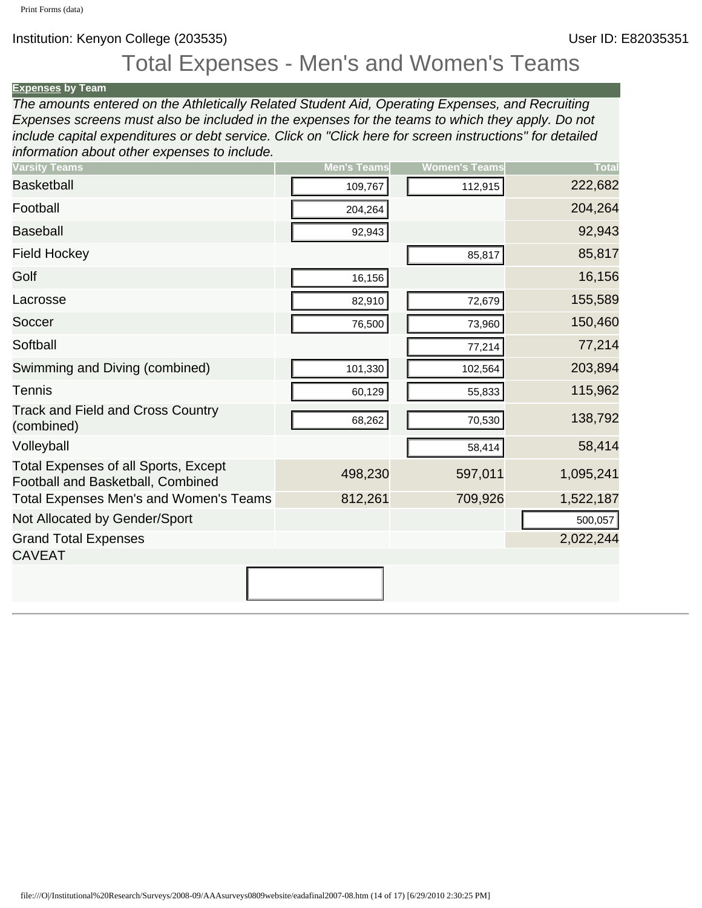Institution: Kenyon College (203535) User ID: E82035351

# Total Expenses - Men's and Women's Teams

**Expenses by Team**

*The amounts entered on the Athletically Related Student Aid, Operating Expenses, and Recruiting Expenses screens must also be included in the expenses for the teams to which they apply. Do not include capital expenditures or debt service. Click on "Click here for screen instructions" for detailed information about other expenses to include.*

| Varsity Teams | Men's Teams | Women's Teams | Total |
|---|---|---|---|
| Basketball | 109,767 | 112,915 | 222,682 |
| Football | 204,264 | | 204,264 |
| Baseball | 92,943 | | 92,943 |
| Field Hockey | | 85,817 | 85,817 |
| Golf | 16,156 | | 16,156 |
| Lacrosse | 82,910 | 72,679 | 155,589 |
| Soccer | 76,500 | 73,960 | 150,460 |
| Softball | | 77,214 | 77,214 |
| Swimming and Diving (combined) | 101,330 | 102,564 | 203,894 |
| Tennis | 60,129 | 55,833 | 115,962 |
| Track and Field and Cross Country (combined) | 68,262 | 70,530 | 138,792 |
| Volleyball | | 58,414 | 58,414 |
| Total Expenses of all Sports, Except Football and Basketball, Combined | 498,230 | 597,011 | 1,095,241 |
| Total Expenses Men's and Women's Teams | 812,261 | 709,926 | 1,522,187 |
| Not Allocated by Gender/Sport | | | 500,057 |
| Grand Total Expenses | | | 2,022,244 |

CAVEAT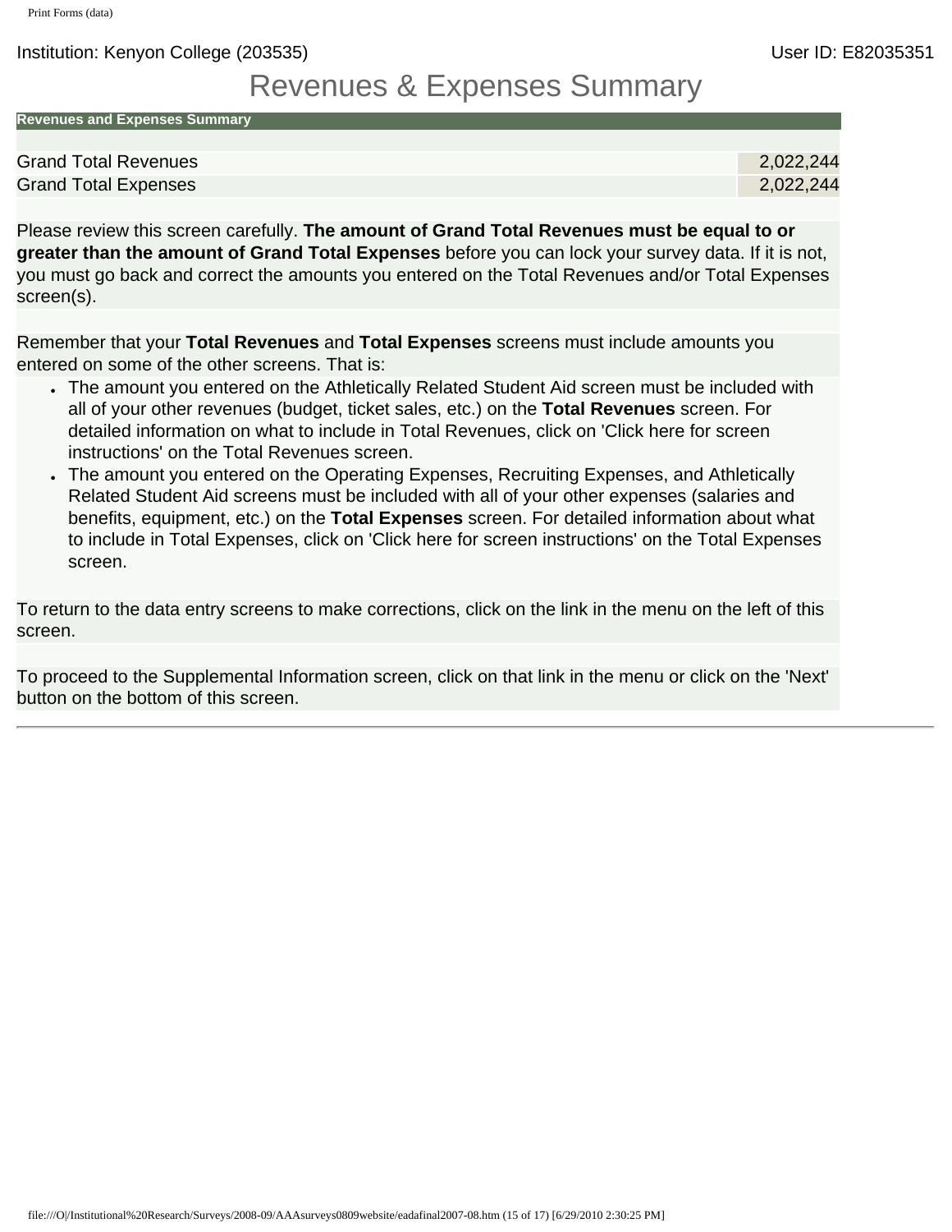Institution: Kenyon College (203535) User ID: E82035351

# Revenues & Expenses Summary

| Revenues and Expenses Summary | |
|---|---|
| Grand Total Revenues | 2,022,244 |
| Grand Total Expenses | 2,022,244 |

Please review this screen carefully. **The amount of Grand Total Revenues must be equal to or greater than the amount of Grand Total Expenses** before you can lock your survey data. If it is not, you must go back and correct the amounts you entered on the Total Revenues and/or Total Expenses screen(s).

Remember that your **Total Revenues** and **Total Expenses** screens must include amounts you entered on some of the other screens. That is:

- The amount you entered on the Athletically Related Student Aid screen must be included with all of your other revenues (budget, ticket sales, etc.) on the **Total Revenues** screen. For detailed information on what to include in Total Revenues, click on 'Click here for screen instructions' on the Total Revenues screen.
- The amount you entered on the Operating Expenses, Recruiting Expenses, and Athletically Related Student Aid screens must be included with all of your other expenses (salaries and benefits, equipment, etc.) on the **Total Expenses** screen. For detailed information about what to include in Total Expenses, click on 'Click here for screen instructions' on the Total Expenses screen.

To return to the data entry screens to make corrections, click on the link in the menu on the left of this screen.

To proceed to the Supplemental Information screen, click on that link in the menu or click on the 'Next' button on the bottom of this screen.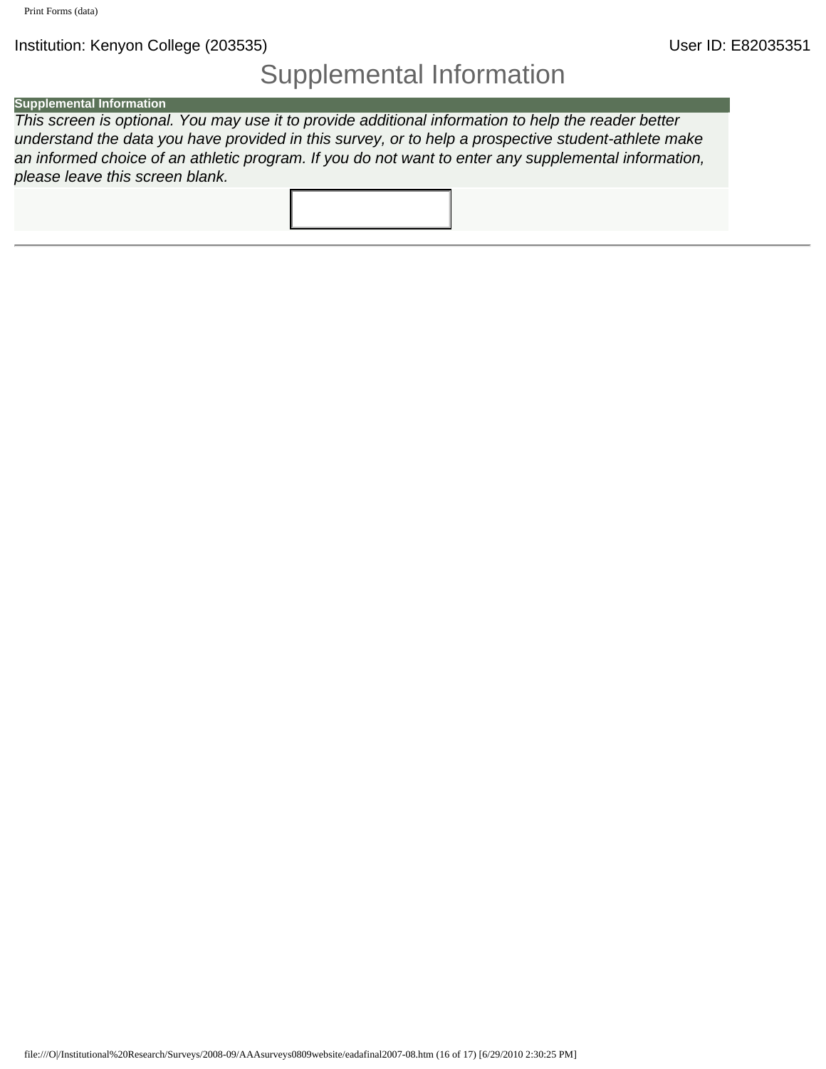Institution: Kenyon College (203535) User ID: E82035351

# Supplemental Information

| Supplemental Information |
| --- |
| *This screen is optional. You may use it to provide additional information to help the reader better understand the data you have provided in this survey, or to help a prospective student-athlete make an informed choice of an athletic program. If you do not want to enter any supplemental information, please leave this screen blank.* |
| |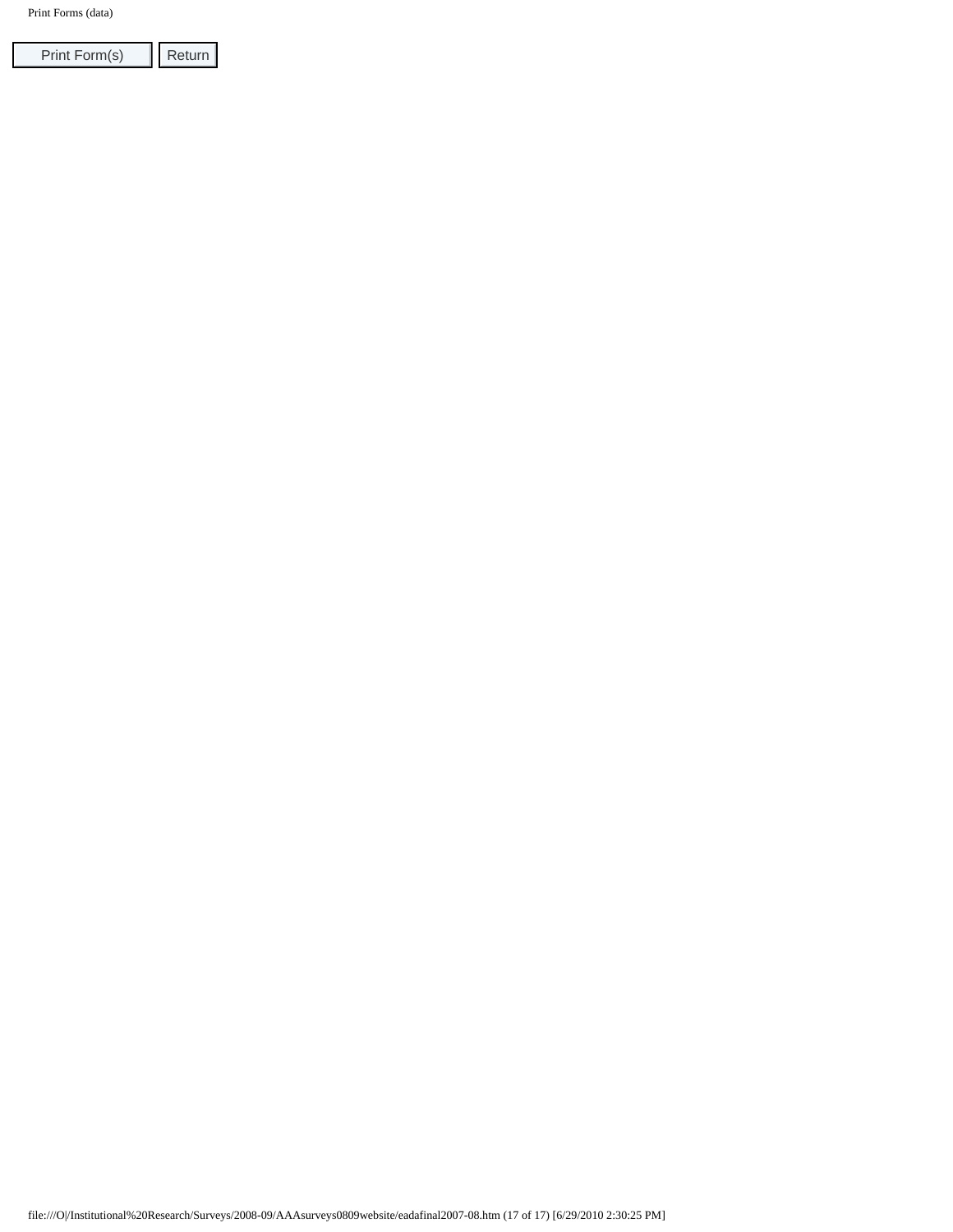Print Form(s) Return